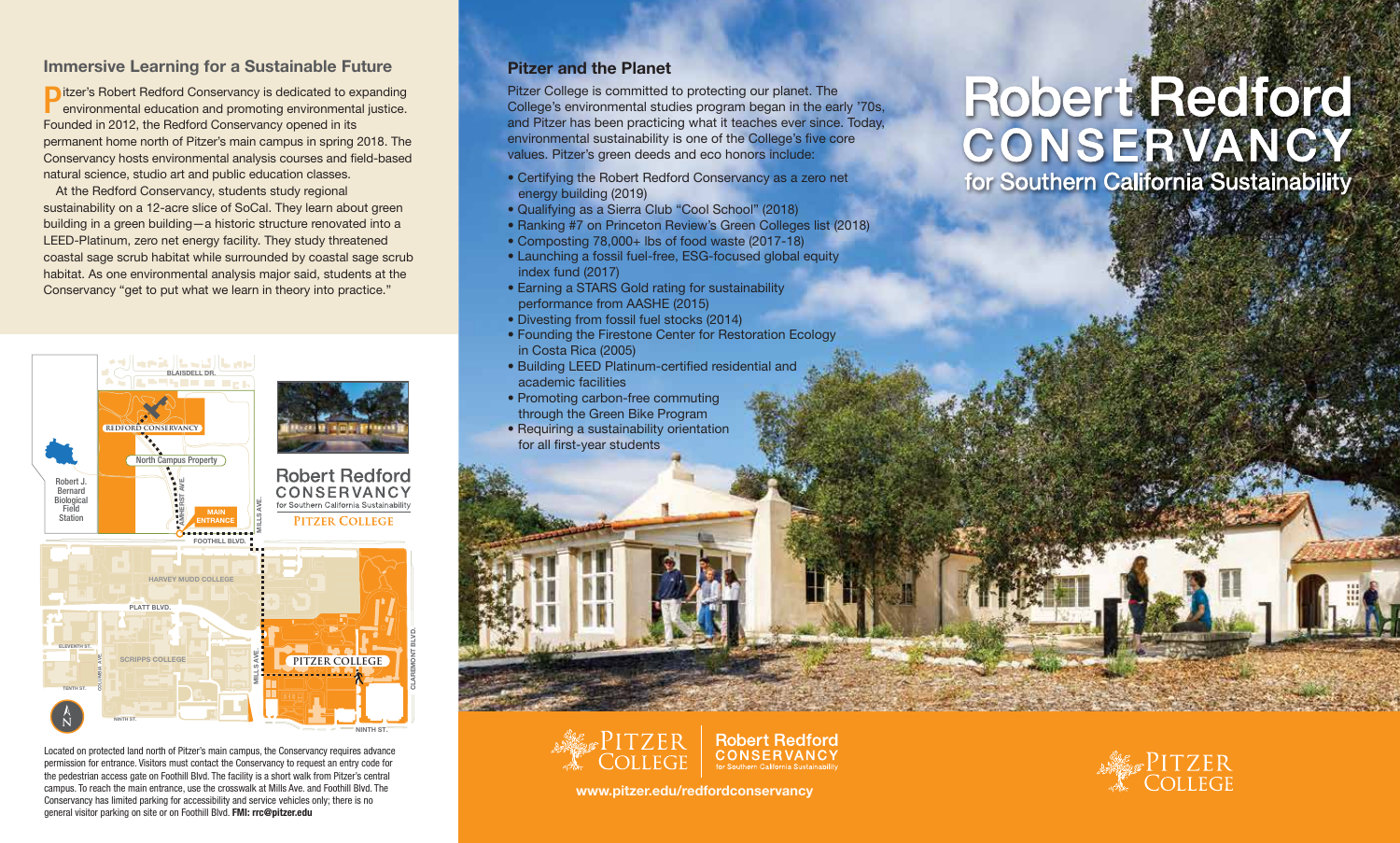## Immersive Learning for a Sustainable Future

Pitzer's Robert Redford Conservancy is dedicated to expanding environmental education and promoting environmental justice. Founded in 2012, the Redford Conservancy opened in its permanent home north of Pitzer's main campus in spring 2018. The Conservancy hosts environmental analysis courses and field-based natural science, studio art and public education classes.

At the Redford Conservancy, students study regional sustainability on a 12-acre slice of SoCal. They learn about green building in a green building—a historic structure renovated into a LEED-Platinum, zero net energy facility. They study threatened coastal sage scrub habitat while surrounded by coastal sage scrub habitat. As one environmental analysis major said, students at the Conservancy "get to put what we learn in theory into practice."

BLAISDELL DR.
REDFORD CONSERVANCY
North Campus Property
Robert J. Bernard Biological Field Station
AMHERST AVE.
MAIN ENTRANCE
MILLS AVE.
FOOTHILL BLVD.
HARVEY MUDD COLLEGE
PLATT BLVD.
ELEVENTH ST.
COLUMBIA AVE.
SCRIPPS COLLEGE
TENTH ST.
NINTH ST.
PITZER COLLEGE
CLAREMONT BLVD.
N

Robert Redford CONSERVANCY for Southern California Sustainability
PITZER COLLEGE

Located on protected land north of Pitzer's main campus, the Conservancy requires advance permission for entrance. Visitors must contact the Conservancy to request an entry code for the pedestrian access gate on Foothill Blvd. The facility is a short walk from Pitzer's central campus. To reach the main entrance, use the crosswalk at Mills Ave. and Foothill Blvd. The Conservancy has limited parking for accessibility and service vehicles only; there is no general visitor parking on site or on Foothill Blvd. **FMI: rrc@pitzer.edu**

## Pitzer and the Planet

Pitzer College is committed to protecting our planet. The College's environmental studies program began in the early '70s, and Pitzer has been practicing what it teaches ever since. Today, environmental sustainability is one of the College's five core values. Pitzer's green deeds and eco honors include:

- Certifying the Robert Redford Conservancy as a zero net energy building (2019)
- Qualifying as a Sierra Club "Cool School" (2018)
- Ranking #7 on Princeton Review's Green Colleges list (2018)
- Composting 78,000+ lbs of food waste (2017-18)
- Launching a fossil fuel-free, ESG-focused global equity index fund (2017)
- Earning a STARS Gold rating for sustainability performance from AASHE (2015)
- Divesting from fossil fuel stocks (2014)
- Founding the Firestone Center for Restoration Ecology in Costa Rica (2005)
- Building LEED Platinum-certified residential and academic facilities
- Promoting carbon-free commuting through the Green Bike Program
- Requiring a sustainability orientation for all first-year students

PITZER COLLEGE | Robert Redford CONSERVANCY for Southern California Sustainability

www.pitzer.edu/redfordconservancy

# Robert Redford CONSERVANCY

## for Southern California Sustainability

PITZER COLLEGE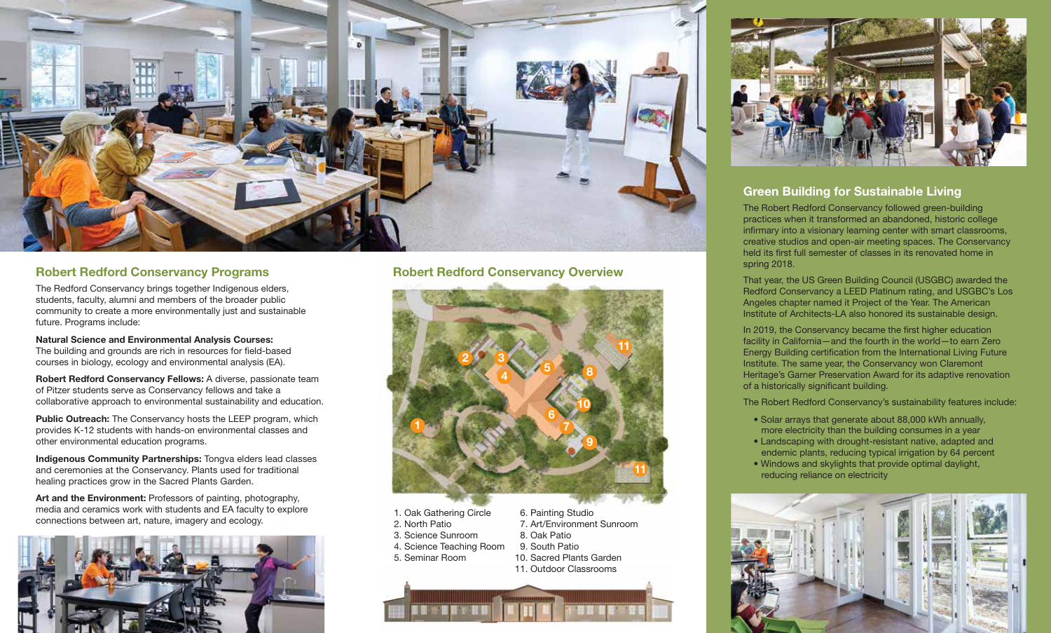## Robert Redford Conservancy Programs

The Redford Conservancy brings together Indigenous elders, students, faculty, alumni and members of the broader public community to create a more environmentally just and sustainable future. Programs include:

**Natural Science and Environmental Analysis Courses:** The building and grounds are rich in resources for field-based courses in biology, ecology and environmental analysis (EA).

**Robert Redford Conservancy Fellows:** A diverse, passionate team of Pitzer students serve as Conservancy fellows and take a collaborative approach to environmental sustainability and education.

**Public Outreach:** The Conservancy hosts the LEEP program, which provides K-12 students with hands-on environmental classes and other environmental education programs.

**Indigenous Community Partnerships:** Tongva elders lead classes and ceremonies at the Conservancy. Plants used for traditional healing practices grow in the Sacred Plants Garden.

**Art and the Environment:** Professors of painting, photography, media and ceramics work with students and EA faculty to explore connections between art, nature, imagery and ecology.

## Robert Redford Conservancy Overview

1. Oak Gathering Circle
2. North Patio
3. Science Sunroom
4. Science Teaching Room
5. Seminar Room
6. Painting Studio
7. Art/Environment Sunroom
8. Oak Patio
9. South Patio
10. Sacred Plants Garden
11. Outdoor Classrooms

## Green Building for Sustainable Living

The Robert Redford Conservancy followed green-building practices when it transformed an abandoned, historic college infirmary into a visionary learning center with smart classrooms, creative studios and open-air meeting spaces. The Conservancy held its first full semester of classes in its renovated home in spring 2018.

That year, the US Green Building Council (USGBC) awarded the Redford Conservancy a LEED Platinum rating, and USGBC's Los Angeles chapter named it Project of the Year. The American Institute of Architects-LA also honored its sustainable design.

In 2019, the Conservancy became the first higher education facility in California—and the fourth in the world—to earn Zero Energy Building certification from the International Living Future Institute. The same year, the Conservancy won Claremont Heritage's Garner Preservation Award for its adaptive renovation of a historically significant building.

The Robert Redford Conservancy's sustainability features include:

- Solar arrays that generate about 88,000 kWh annually, more electricity than the building consumes in a year
- Landscaping with drought-resistant native, adapted and endemic plants, reducing typical irrigation by 64 percent
- Windows and skylights that provide optimal daylight, reducing reliance on electricity